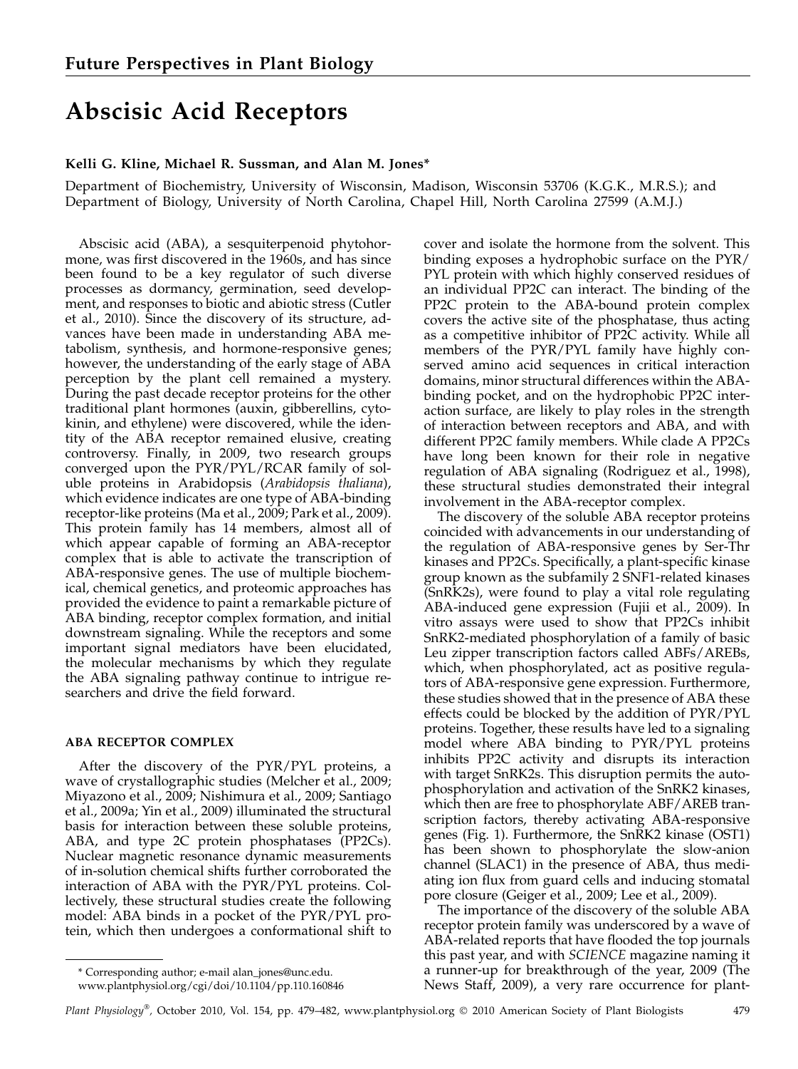**Future Perspectives in Plant Biology**

# Abscisic Acid Receptors

**Kelli G. Kline, Michael R. Sussman, and Alan M. Jones***

Department of Biochemistry, University of Wisconsin, Madison, Wisconsin 53706 (K.G.K., M.R.S.); and Department of Biology, University of North Carolina, Chapel Hill, North Carolina 27599 (A.M.J.)

Abscisic acid (ABA), a sesquiterpenoid phytohormone, was first discovered in the 1960s, and has since been found to be a key regulator of such diverse processes as dormancy, germination, seed development, and responses to biotic and abiotic stress (Cutler et al., 2010). Since the discovery of its structure, advances have been made in understanding ABA metabolism, synthesis, and hormone-responsive genes; however, the understanding of the early stage of ABA perception by the plant cell remained a mystery. During the past decade receptor proteins for the other traditional plant hormones (auxin, gibberellins, cytokinin, and ethylene) were discovered, while the identity of the ABA receptor remained elusive, creating controversy. Finally, in 2009, two research groups converged upon the PYR/PYL/RCAR family of soluble proteins in Arabidopsis (*Arabidopsis thaliana*), which evidence indicates is one type of ABA-binding receptor-like proteins (Ma et al., 2009; Park et al., 2009). This protein family has 14 members, almost all of which appear capable of forming an ABA-receptor complex that is able to activate the transcription of ABA-responsive genes. The use of multiple biochemical, chemical genetics, and proteomic approaches has provided the evidence to paint a remarkable picture of ABA binding, receptor complex formation, and initial downstream signaling. While the receptors and some important signal mediators have been elucidated, the molecular mechanisms by which they regulate the ABA signaling pathway continue to intrigue researchers and drive the field forward.

## ABA RECEPTOR COMPLEX

After the discovery of the PYR/PYL proteins, a wave of crystallographic studies (Melcher et al., 2009; Miyazono et al., 2009; Nishimura et al., 2009; Santiago et al., 2009a; Yin et al., 2009) illuminated the structural basis for interaction between these soluble proteins, ABA, and type 2C protein phosphatases (PP2Cs). Nuclear magnetic resonance dynamic measurements of in-solution chemical shifts further corroborated the interaction of ABA with the PYR/PYL proteins. Collectively, these structural studies create the following model: ABA binds in a pocket of the PYR/PYL protein, which then undergoes a conformational shift to cover and isolate the hormone from the solvent. This binding exposes a hydrophobic surface on the PYR/PYL protein with which highly conserved residues of an individual PP2C can interact. The binding of the PP2C protein to the ABA-bound protein complex covers the active site of the phosphatase, thus acting as a competitive inhibitor of PP2C activity. While all members of the PYR/PYL family have highly conserved amino acid sequences in critical interaction domains, minor structural differences within the ABA-binding pocket, and on the hydrophobic PP2C interaction surface, are likely to play roles in the strength of interaction between receptors and ABA, and with different PP2C family members. While clade A PP2Cs have long been known for their role in negative regulation of ABA signaling (Rodriguez et al., 1998), these structural studies demonstrated their integral involvement in the ABA-receptor complex.

The discovery of the soluble ABA receptor proteins coincided with advancements in our understanding of the regulation of ABA-responsive genes by Ser-Thr kinases and PP2Cs. Specifically, a plant-specific kinase group known as the subfamily 2 SNF1-related kinases (SnRK2s), were found to play a vital role regulating ABA-induced gene expression (Fujii et al., 2009). In vitro assays were used to show that PP2Cs inhibit SnRK2-mediated phosphorylation of a family of basic Leu zipper transcription factors called ABFs/AREBs, which, when phosphorylated, act as positive regulators of ABA-responsive gene expression. Furthermore, these studies showed that in the presence of ABA these effects could be blocked by the addition of PYR/PYL proteins. Together, these results have led to a signaling model where ABA binding to PYR/PYL proteins inhibits PP2C activity and disrupts its interaction with target SnRK2s. This disruption permits the autophosphorylation and activation of the SnRK2 kinases, which then are free to phosphorylate ABF/AREB transcription factors, thereby activating ABA-responsive genes (Fig. 1). Furthermore, the SnRK2 kinase (OST1) has been shown to phosphorylate the slow-anion channel (SLAC1) in the presence of ABA, thus mediating ion flux from guard cells and inducing stomatal pore closure (Geiger et al., 2009; Lee et al., 2009).

The importance of the discovery of the soluble ABA receptor protein family was underscored by a wave of ABA-related reports that have flooded the top journals this past year, and with *SCIENCE* magazine naming it a runner-up for breakthrough of the year, 2009 (The News Staff, 2009), a very rare occurrence for plant-

\* Corresponding author; e-mail alan_jones@unc.edu.
www.plantphysiol.org/cgi/doi/10.1104/pp.110.160846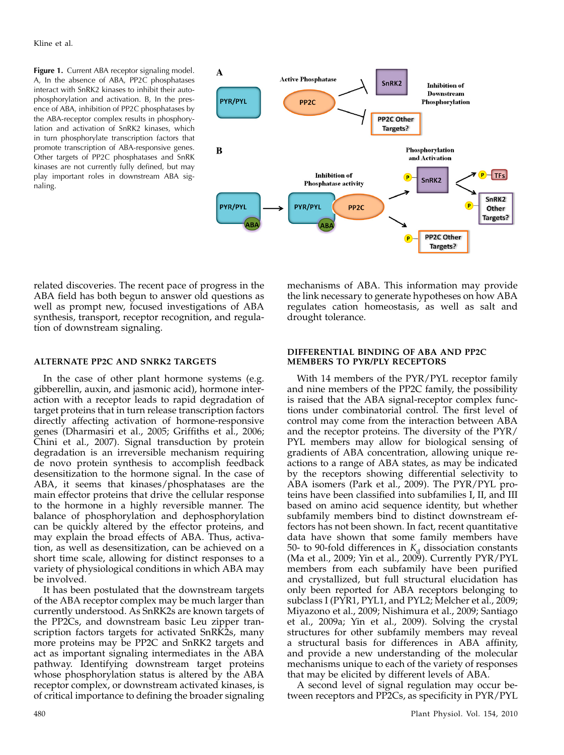**Figure 1.** Current ABA receptor signaling model. A, In the absence of ABA, PP2C phosphatases interact with SnRK2 kinases to inhibit their autophosphorylation and activation. B, In the presence of ABA, inhibition of PP2C phosphatases by the ABA-receptor complex results in phosphorylation and activation of SnRK2 kinases, which in turn phosphorylate transcription factors that promote transcription of ABA-responsive genes. Other targets of PP2C phosphatases and SnRK kinases are not currently fully defined, but may play important roles in downstream ABA signaling.

related discoveries. The recent pace of progress in the ABA field has both begun to answer old questions as well as prompt new, focused investigations of ABA synthesis, transport, receptor recognition, and regulation of downstream signaling.

## ALTERNATE PP2C AND SNRK2 TARGETS

In the case of other plant hormone systems (e.g. gibberellin, auxin, and jasmonic acid), hormone interaction with a receptor leads to rapid degradation of target proteins that in turn release transcription factors directly affecting activation of hormone-responsive genes (Dharmasiri et al., 2005; Griffiths et al., 2006; Chini et al., 2007). Signal transduction by protein degradation is an irreversible mechanism requiring de novo protein synthesis to accomplish feedback desensitization to the hormone signal. In the case of ABA, it seems that kinases/phosphatases are the main effector proteins that drive the cellular response to the hormone in a highly reversible manner. The balance of phosphorylation and dephosphorylation can be quickly altered by the effector proteins, and may explain the broad effects of ABA. Thus, activation, as well as desensitization, can be achieved on a short time scale, allowing for distinct responses to a variety of physiological conditions in which ABA may be involved.

It has been postulated that the downstream targets of the ABA receptor complex may be much larger than currently understood. As SnRK2s are known targets of the PP2Cs, and downstream basic Leu zipper transcription factors targets for activated SnRK2s, many more proteins may be PP2C and SnRK2 targets and act as important signaling intermediates in the ABA pathway. Identifying downstream target proteins whose phosphorylation status is altered by the ABA receptor complex, or downstream activated kinases, is of critical importance to defining the broader signaling mechanisms of ABA. This information may provide the link necessary to generate hypotheses on how ABA regulates cation homeostasis, as well as salt and drought tolerance.

## DIFFERENTIAL BINDING OF ABA AND PP2C MEMBERS TO PYR/PLY RECEPTORS

With 14 members of the PYR/PYL receptor family and nine members of the PP2C family, the possibility is raised that the ABA signal-receptor complex functions under combinatorial control. The first level of control may come from the interaction between ABA and the receptor proteins. The diversity of the PYR/PYL members may allow for biological sensing of gradients of ABA concentration, allowing unique reactions to a range of ABA states, as may be indicated by the receptors showing differential selectivity to ABA isomers (Park et al., 2009). The PYR/PYL proteins have been classified into subfamilies I, II, and III based on amino acid sequence identity, but whether subfamily members bind to distinct downstream effectors has not been shown. In fact, recent quantitative data have shown that some family members have 50- to 90-fold differences in $K_d$ dissociation constants (Ma et al., 2009; Yin et al., 2009). Currently PYR/PYL members from each subfamily have been purified and crystallized, but full structural elucidation has only been reported for ABA receptors belonging to subclass I (PYR1, PYL1, and PYL2; Melcher et al., 2009; Miyazono et al., 2009; Nishimura et al., 2009; Santiago et al., 2009a; Yin et al., 2009). Solving the crystal structures for other subfamily members may reveal a structural basis for differences in ABA affinity, and provide a new understanding of the molecular mechanisms unique to each of the variety of responses that may be elicited by different levels of ABA.

A second level of signal regulation may occur between receptors and PP2Cs, as specificity in PYR/PYL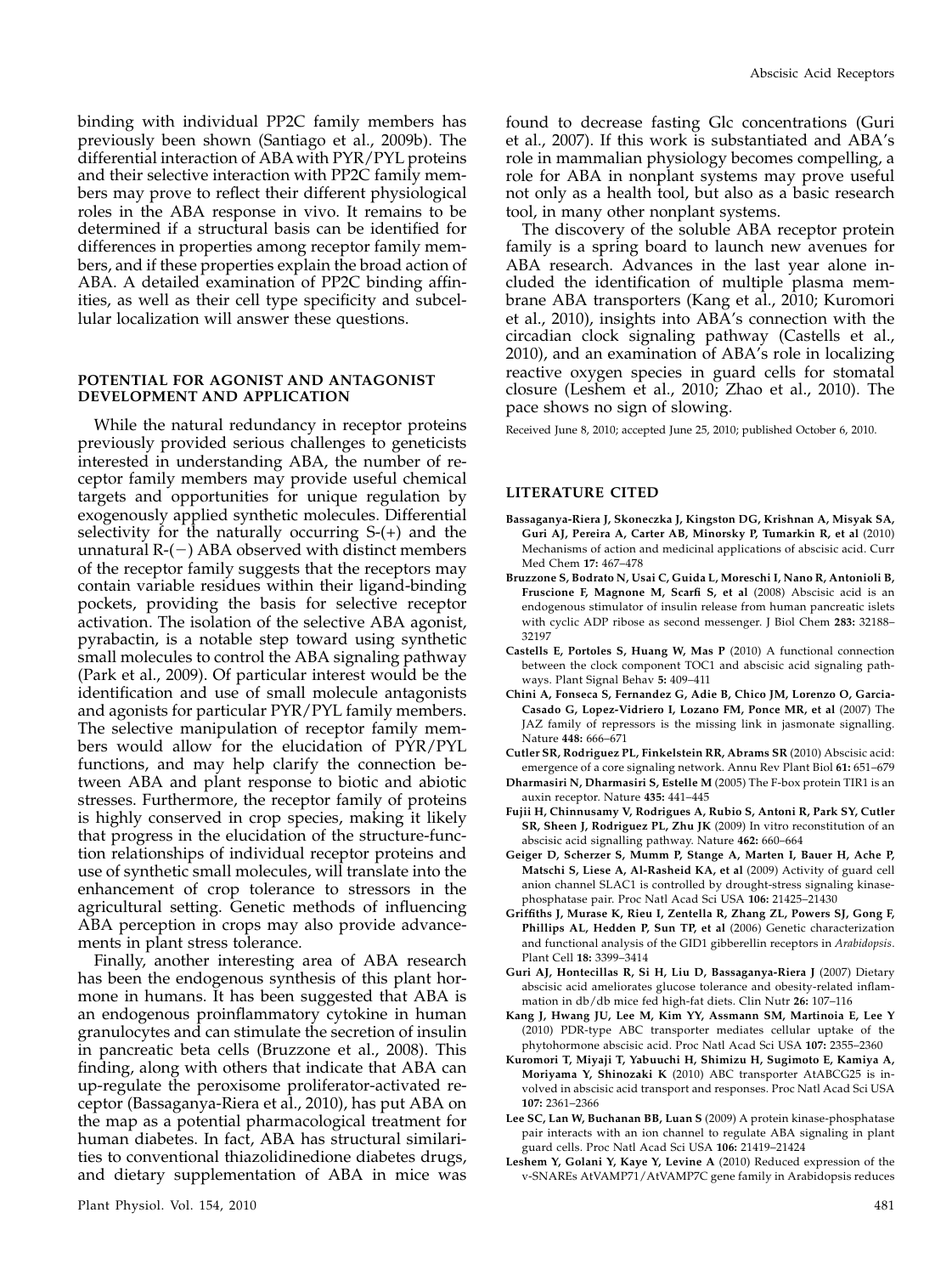binding with individual PP2C family members has previously been shown (Santiago et al., 2009b). The differential interaction of ABA with PYR/PYL proteins and their selective interaction with PP2C family members may prove to reflect their different physiological roles in the ABA response in vivo. It remains to be determined if a structural basis can be identified for differences in properties among receptor family members, and if these properties explain the broad action of ABA. A detailed examination of PP2C binding affinities, as well as their cell type specificity and subcellular localization will answer these questions.

## POTENTIAL FOR AGONIST AND ANTAGONIST DEVELOPMENT AND APPLICATION

While the natural redundancy in receptor proteins previously provided serious challenges to geneticists interested in understanding ABA, the number of receptor family members may provide useful chemical targets and opportunities for unique regulation by exogenously applied synthetic molecules. Differential selectivity for the naturally occurring S-(+) and the unnatural R-(−) ABA observed with distinct members of the receptor family suggests that the receptors may contain variable residues within their ligand-binding pockets, providing the basis for selective receptor activation. The isolation of the selective ABA agonist, pyrabactin, is a notable step toward using synthetic small molecules to control the ABA signaling pathway (Park et al., 2009). Of particular interest would be the identification and use of small molecule antagonists and agonists for particular PYR/PYL family members. The selective manipulation of receptor family members would allow for the elucidation of PYR/PYL functions, and may help clarify the connection between ABA and plant response to biotic and abiotic stresses. Furthermore, the receptor family of proteins is highly conserved in crop species, making it likely that progress in the elucidation of the structure-function relationships of individual receptor proteins and use of synthetic small molecules, will translate into the enhancement of crop tolerance to stressors in the agricultural setting. Genetic methods of influencing ABA perception in crops may also provide advancements in plant stress tolerance.

Finally, another interesting area of ABA research has been the endogenous synthesis of this plant hormone in humans. It has been suggested that ABA is an endogenous proinflammatory cytokine in human granulocytes and can stimulate the secretion of insulin in pancreatic beta cells (Bruzzone et al., 2008). This finding, along with others that indicate that ABA can up-regulate the peroxisome proliferator-activated receptor (Bassaganya-Riera et al., 2010), has put ABA on the map as a potential pharmacological treatment for human diabetes. In fact, ABA has structural similarities to conventional thiazolidinedione diabetes drugs, and dietary supplementation of ABA in mice was found to decrease fasting Glc concentrations (Guri et al., 2007). If this work is substantiated and ABA's role in mammalian physiology becomes compelling, a role for ABA in nonplant systems may prove useful not only as a health tool, but also as a basic research tool, in many other nonplant systems.

The discovery of the soluble ABA receptor protein family is a spring board to launch new avenues for ABA research. Advances in the last year alone included the identification of multiple plasma membrane ABA transporters (Kang et al., 2010; Kuromori et al., 2010), insights into ABA's connection with the circadian clock signaling pathway (Castells et al., 2010), and an examination of ABA's role in localizing reactive oxygen species in guard cells for stomatal closure (Leshem et al., 2010; Zhao et al., 2010). The pace shows no sign of slowing.

Received June 8, 2010; accepted June 25, 2010; published October 6, 2010.

## LITERATURE CITED

**Bassaganya-Riera J, Skoneczka J, Kingston DG, Krishnan A, Misyak SA, Guri AJ, Pereira A, Carter AB, Minorsky P, Tumarkin R, et al** (2010) Mechanisms of action and medicinal applications of abscisic acid. Curr Med Chem **17:** 467–478

**Bruzzone S, Bodrato N, Usai C, Guida L, Moreschi I, Nano R, Antonioli B, Fruscione F, Magnone M, Scarfì S, et al** (2008) Abscisic acid is an endogenous stimulator of insulin release from human pancreatic islets with cyclic ADP ribose as second messenger. J Biol Chem **283:** 32188–32197

**Castells E, Portoles S, Huang W, Mas P** (2010) A functional connection between the clock component TOC1 and abscisic acid signaling pathways. Plant Signal Behav **5:** 409–411

**Chini A, Fonseca S, Fernandez G, Adie B, Chico JM, Lorenzo O, Garcia-Casado G, Lopez-Vidriero I, Lozano FM, Ponce MR, et al** (2007) The JAZ family of repressors is the missing link in jasmonate signalling. Nature **448:** 666–671

**Cutler SR, Rodriguez PL, Finkelstein RR, Abrams SR** (2010) Abscisic acid: emergence of a core signaling network. Annu Rev Plant Biol **61:** 651–679

**Dharmasiri N, Dharmasiri S, Estelle M** (2005) The F-box protein TIR1 is an auxin receptor. Nature **435:** 441–445

**Fujii H, Chinnusamy V, Rodrigues A, Rubio S, Antoni R, Park SY, Cutler SR, Sheen J, Rodriguez PL, Zhu JK** (2009) In vitro reconstitution of an abscisic acid signalling pathway. Nature **462:** 660–664

**Geiger D, Scherzer S, Mumm P, Stange A, Marten I, Bauer H, Ache P, Matschi S, Liese A, Al-Rasheid KA, et al** (2009) Activity of guard cell anion channel SLAC1 is controlled by drought-stress signaling kinase-phosphatase pair. Proc Natl Acad Sci USA **106:** 21425–21430

**Griffiths J, Murase K, Rieu I, Zentella R, Zhang ZL, Powers SJ, Gong F, Phillips AL, Hedden P, Sun TP, et al** (2006) Genetic characterization and functional analysis of the GID1 gibberellin receptors in *Arabidopsis*. Plant Cell **18:** 3399–3414

**Guri AJ, Hontecillas R, Si H, Liu D, Bassaganya-Riera J** (2007) Dietary abscisic acid ameliorates glucose tolerance and obesity-related inflammation in db/db mice fed high-fat diets. Clin Nutr **26:** 107–116

**Kang J, Hwang JU, Lee M, Kim YY, Assmann SM, Martinoia E, Lee Y** (2010) PDR-type ABC transporter mediates cellular uptake of the phytohormone abscisic acid. Proc Natl Acad Sci USA **107:** 2355–2360

**Kuromori T, Miyaji T, Yabuuchi H, Shimizu H, Sugimoto E, Kamiya A, Moriyama Y, Shinozaki K** (2010) ABC transporter AtABCG25 is involved in abscisic acid transport and responses. Proc Natl Acad Sci USA **107:** 2361–2366

**Lee SC, Lan W, Buchanan BB, Luan S** (2009) A protein kinase-phosphatase pair interacts with an ion channel to regulate ABA signaling in plant guard cells. Proc Natl Acad Sci USA **106:** 21419–21424

**Leshem Y, Golani Y, Kaye Y, Levine A** (2010) Reduced expression of the v-SNAREs AtVAMP71/AtVAMP7C gene family in Arabidopsis reduces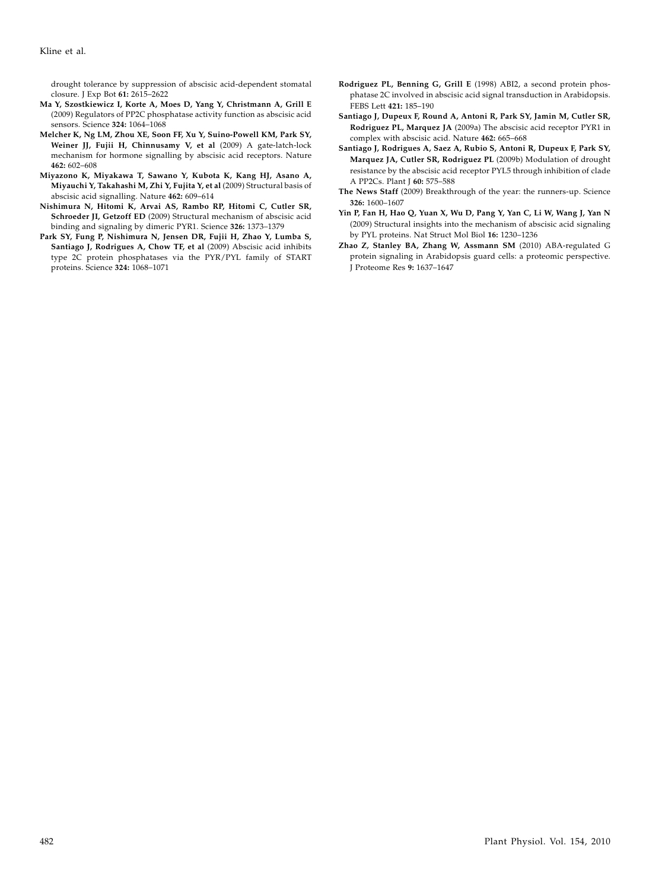drought tolerance by suppression of abscisic acid-dependent stomatal closure. J Exp Bot **61:** 2615–2622

**Ma Y, Szostkiewicz I, Korte A, Moes D, Yang Y, Christmann A, Grill E** (2009) Regulators of PP2C phosphatase activity function as abscisic acid sensors. Science **324:** 1064–1068

**Melcher K, Ng LM, Zhou XE, Soon FF, Xu Y, Suino-Powell KM, Park SY, Weiner JJ, Fujii H, Chinnusamy V, et al** (2009) A gate-latch-lock mechanism for hormone signalling by abscisic acid receptors. Nature **462:** 602–608

**Miyazono K, Miyakawa T, Sawano Y, Kubota K, Kang HJ, Asano A, Miyauchi Y, Takahashi M, Zhi Y, Fujita Y, et al** (2009) Structural basis of abscisic acid signalling. Nature **462:** 609–614

**Nishimura N, Hitomi K, Arvai AS, Rambo RP, Hitomi C, Cutler SR, Schroeder JI, Getzoff ED** (2009) Structural mechanism of abscisic acid binding and signaling by dimeric PYR1. Science **326:** 1373–1379

**Park SY, Fung P, Nishimura N, Jensen DR, Fujii H, Zhao Y, Lumba S, Santiago J, Rodrigues A, Chow TF, et al** (2009) Abscisic acid inhibits type 2C protein phosphatases via the PYR/PYL family of START proteins. Science **324:** 1068–1071

**Rodriguez PL, Benning G, Grill E** (1998) ABI2, a second protein phosphatase 2C involved in abscisic acid signal transduction in Arabidopsis. FEBS Lett **421:** 185–190

**Santiago J, Dupeux F, Round A, Antoni R, Park SY, Jamin M, Cutler SR, Rodriguez PL, Marquez JA** (2009a) The abscisic acid receptor PYR1 in complex with abscisic acid. Nature **462:** 665–668

**Santiago J, Rodrigues A, Saez A, Rubio S, Antoni R, Dupeux F, Park SY, Marquez JA, Cutler SR, Rodriguez PL** (2009b) Modulation of drought resistance by the abscisic acid receptor PYL5 through inhibition of clade A PP2Cs. Plant J **60:** 575–588

**The News Staff** (2009) Breakthrough of the year: the runners-up. Science **326:** 1600–1607

**Yin P, Fan H, Hao Q, Yuan X, Wu D, Pang Y, Yan C, Li W, Wang J, Yan N** (2009) Structural insights into the mechanism of abscisic acid signaling by PYL proteins. Nat Struct Mol Biol **16:** 1230–1236

**Zhao Z, Stanley BA, Zhang W, Assmann SM** (2010) ABA-regulated G protein signaling in Arabidopsis guard cells: a proteomic perspective. J Proteome Res **9:** 1637–1647